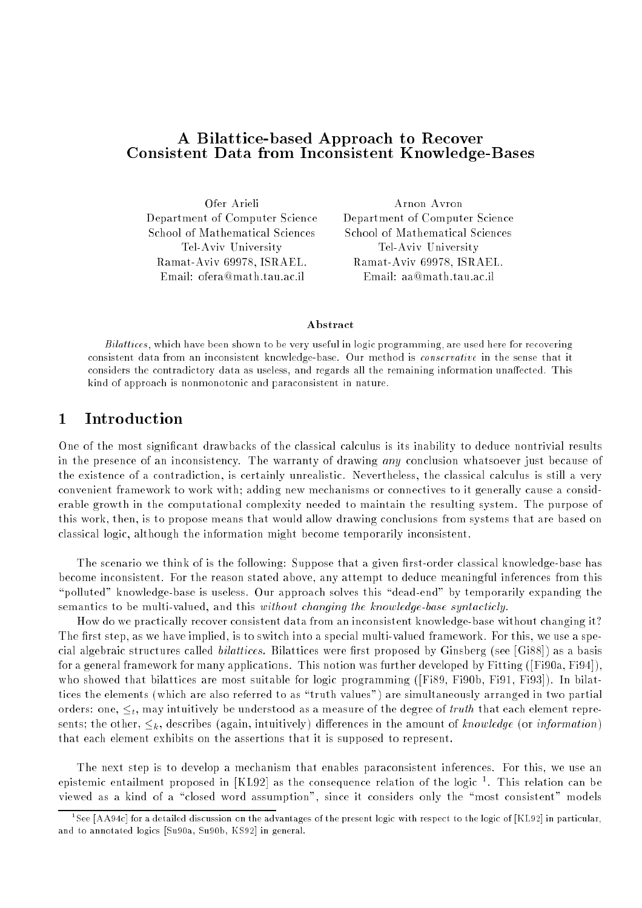# A Bilattice-based Approach to Recover Consistent Data from Inconsistent Knowledge-Bases

Ofer Arieli
Department of Computer Science
School of Mathematical Sciences
Tel-Aviv University
Ramat-Aviv 69978, ISRAEL.
Email: ofera@math.tau.ac.il

Arnon Avron
Department of Computer Science
School of Mathematical Sciences
Tel-Aviv University
Ramat-Aviv 69978, ISRAEL.
Email: aa@math.tau.ac.il

### Abstract

*Bilattices*, which have been shown to be very useful in logic programming, are used here for recovering consistent data from an inconsistent knowledge-base. Our method is *conservative* in the sense that it considers the contradictory data as useless, and regards all the remaining information unaffected. This kind of approach is nonmonotonic and paraconsistent in nature.

## 1 Introduction

One of the most significant drawbacks of the classical calculus is its inability to deduce nontrivial results in the presence of an inconsistency. The warranty of drawing *any* conclusion whatsoever just because of the existence of a contradiction, is certainly unrealistic. Nevertheless, the classical calculus is still a very convenient framework to work with; adding new mechanisms or connectives to it generally cause a considerable growth in the computational complexity needed to maintain the resulting system. The purpose of this work, then, is to propose means that would allow drawing conclusions from systems that are based on classical logic, although the information might become temporarily inconsistent.

The scenario we think of is the following: Suppose that a given first-order classical knowledge-base has become inconsistent. For the reason stated above, any attempt to deduce meaningful inferences from this "polluted" knowledge-base is useless. Our approach solves this "dead-end" by temporarily expanding the semantics to be multi-valued, and this *without changing the knowledge-base syntacticly.*

How do we practically recover consistent data from an inconsistent knowledge-base without changing it? The first step, as we have implied, is to switch into a special multi-valued framework. For this, we use a special algebraic structures called *bilattices.* Bilattices were first proposed by Ginsberg (see [Gi88]) as a basis for a general framework for many applications. This notion was further developed by Fitting ([Fi90a, Fi94]), who showed that bilattices are most suitable for logic programming ([Fi89, Fi90b, Fi91, Fi93]). In bilattices the elements (which are also referred to as "truth values") are simultaneously arranged in two partial orders: one, $\leq_t$, may intuitively be understood as a measure of the degree of *truth* that each element represents; the other, $\leq_k$, describes (again, intuitively) differences in the amount of *knowledge* (or *information*) that each element exhibits on the assertions that it is supposed to represent.

The next step is to develop a mechanism that enables paraconsistent inferences. For this, we use an epistemic entailment proposed in [KL92] as the consequence relation of the logic [1]. This relation can be viewed as a kind of a "closed word assumption", since it considers only the "most consistent" models

[1] See [AA94c] for a detailed discussion on the advantages of the present logic with respect to the logic of [KL92] in particular, and to annotated logics [Su90a, Su90b, KS92] in general.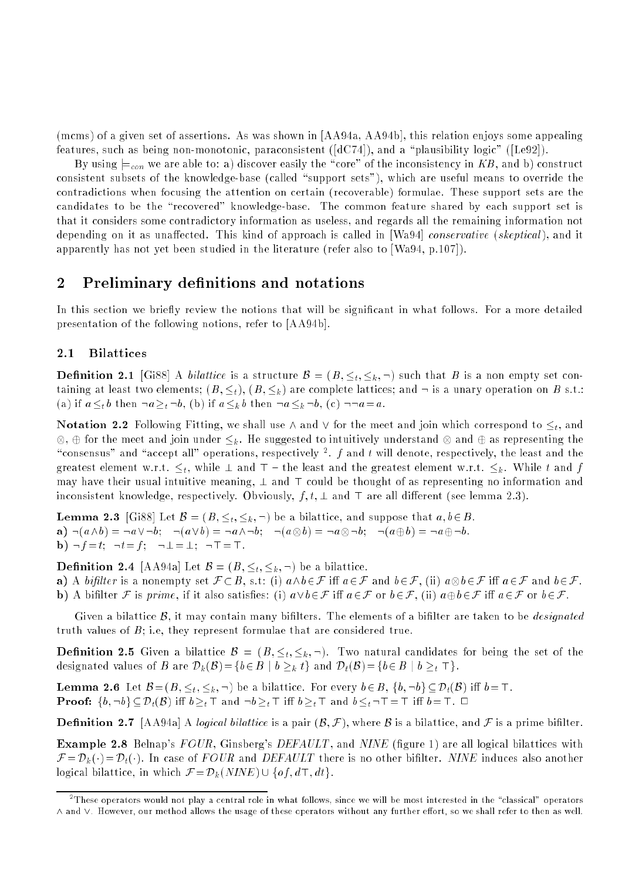(mcms) of a given set of assertions. As was shown in [AA94a, AA94b], this relation enjoys some appealing features, such as being non-monotonic, paraconsistent ([dC74]), and a "plausibility logic" ([Le92]).

By using $\models_{con}$ we are able to: a) discover easily the "core" of the inconsistency in *KB*, and b) construct consistent subsets of the knowledge-base (called "support sets"), which are useful means to override the contradictions when focusing the attention on certain (recoverable) formulae. These support sets are the candidates to be the "recovered" knowledge-base. The common feature shared by each support set is that it considers some contradictory information as useless, and regards all the remaining information not depending on it as unaffected. This kind of approach is called in [Wa94] *conservative* (*skeptical*), and it apparently has not yet been studied in the literature (refer also to [Wa94, p.107]).

## 2 Preliminary definitions and notations

In this section we briefly review the notions that will be significant in what follows. For a more detailed presentation of the following notions, refer to [AA94b].

### 2.1 Bilattices

**Definition 2.1** [Gi88] A *bilattice* is a structure $\mathcal{B} = (B, \leq_t, \leq_k, \neg)$ such that $B$ is a non empty set containing at least two elements; $(B, \leq_t)$, $(B, \leq_k)$ are complete lattices; and $\neg$ is a unary operation on $B$ s.t.: (a) if $a \leq_t b$ then $\neg a \geq_t \neg b$, (b) if $a \leq_k b$ then $\neg a \leq_k \neg b$, (c) $\neg\neg a = a$.

**Notation 2.2** Following Fitting, we shall use $\wedge$ and $\vee$ for the meet and join which correspond to $\leq_t$, and $\otimes$, $\oplus$ for the meet and join under $\leq_k$. He suggested to intuitively understand $\otimes$ and $\oplus$ as representing the "consensus" and "accept all" operations, respectively [2]. $f$ and $t$ will denote, respectively, the least and the greatest element w.r.t. $\leq_t$, while $\bot$ and $\top$ – the least and the greatest element w.r.t. $\leq_k$. While $t$ and $f$ may have their usual intuitive meaning, $\bot$ and $\top$ could be thought of as representing no information and inconsistent knowledge, respectively. Obviously, $f, t, \bot$ and $\top$ are all different (see lemma 2.3).

**Lemma 2.3** [Gi88] Let $\mathcal{B} = (B, \leq_t, \leq_k, \neg)$ be a bilattice, and suppose that $a, b \in B$.
**a)** $\neg(a \wedge b) = \neg a \vee \neg b$; $\neg(a \vee b) = \neg a \wedge \neg b$; $\neg(a \otimes b) = \neg a \otimes \neg b$; $\neg(a \oplus b) = \neg a \oplus \neg b$.
**b)** $\neg f = t$; $\neg t = f$; $\neg \bot = \bot$; $\neg \top = \top$.

**Definition 2.4** [AA94a] Let $\mathcal{B} = (B, \leq_t, \leq_k, \neg)$ be a bilattice.
**a)** A *bifilter* is a nonempty set $\mathcal{F} \subset B$, s.t: (i) $a \wedge b \in \mathcal{F}$ iff $a \in \mathcal{F}$ and $b \in \mathcal{F}$, (ii) $a \otimes b \in \mathcal{F}$ iff $a \in \mathcal{F}$ and $b \in \mathcal{F}$.
**b)** A bifilter $\mathcal{F}$ is *prime*, if it also satisfies: (i) $a \vee b \in \mathcal{F}$ iff $a \in \mathcal{F}$ or $b \in \mathcal{F}$, (ii) $a \oplus b \in \mathcal{F}$ iff $a \in \mathcal{F}$ or $b \in \mathcal{F}$.

Given a bilattice $\mathcal{B}$, it may contain many bifilters. The elements of a bifilter are taken to be *designated* truth values of $B$; i.e, they represent formulae that are considered true.

**Definition 2.5** Given a bilattice $\mathcal{B} = (B, \leq_t, \leq_k, \neg)$. Two natural candidates for being the set of the designated values of $B$ are $\mathcal{D}_k(\mathcal{B}) = \{b \in B \mid b \geq_k t\}$ and $\mathcal{D}_t(\mathcal{B}) = \{b \in B \mid b \geq_t \top\}$.

**Lemma 2.6** Let $\mathcal{B} = (B, \leq_t, \leq_k, \neg)$ be a bilattice. For every $b \in B$, $\{b, \neg b\} \subseteq \mathcal{D}_t(\mathcal{B})$ iff $b = \top$.
**Proof:** $\{b, \neg b\} \subseteq \mathcal{D}_t(\mathcal{B})$ iff $b \geq_t \top$ and $\neg b \geq_t \top$ iff $b \geq_t \top$ and $b \leq_t \neg\top = \top$ iff $b = \top$. □

**Definition 2.7** [AA94a] A *logical bilattice* is a pair $(\mathcal{B}, \mathcal{F})$, where $\mathcal{B}$ is a bilattice, and $\mathcal{F}$ is a prime bifilter.

**Example 2.8** Belnap's *FOUR*, Ginsberg's *DEFAULT*, and *NINE* (figure 1) are all logical bilattices with $\mathcal{F} = \mathcal{D}_k(\cdot) = \mathcal{D}_t(\cdot)$. In case of *FOUR* and *DEFAULT* there is no other bifilter. *NINE* induces also another logical bilattice, in which $\mathcal{F} = \mathcal{D}_k(NINE) \cup \{of, d\top, dt\}$.

[2] These operators would not play a central role in what follows, since we will be most interested in the "classical" operators $\wedge$ and $\vee$. However, our method allows the usage of these operators without any further effort, so we shall refer to then as well.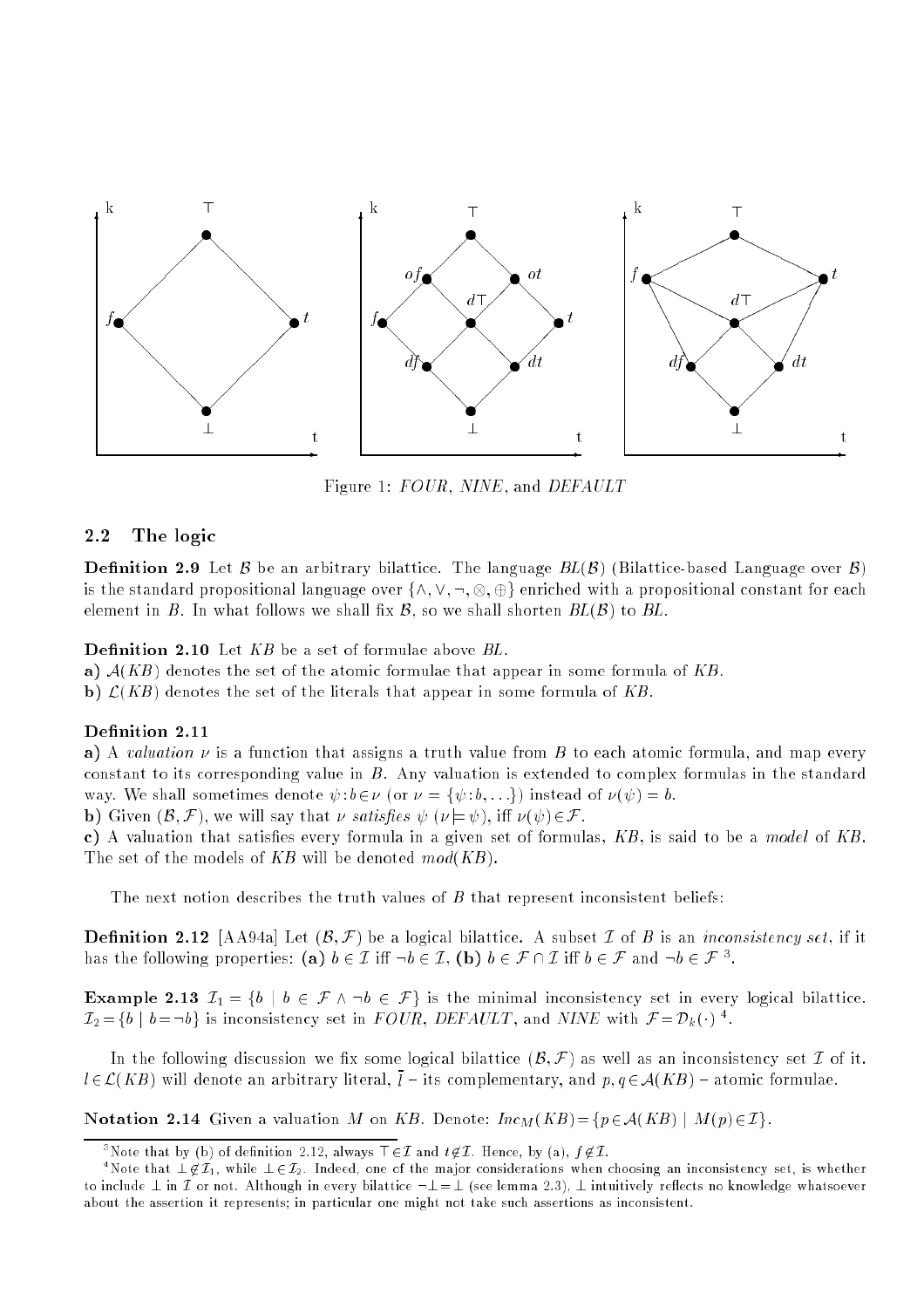k
⊤
f
t
⊥
t

k
⊤
of
ot
d⊤
f
t
df
dt
⊥
t

k
⊤
f
t
d⊤
df
dt
⊥
t

Figure 1: *FOUR*, *NINE*, and *DEFAULT*

## 2.2 The logic

**Definition 2.9** Let $\mathcal{B}$ be an arbitrary bilattice. The language $BL(\mathcal{B})$ (Bilattice-based Language over $\mathcal{B}$) is the standard propositional language over $\{\wedge, \vee, \neg, \otimes, \oplus\}$ enriched with a propositional constant for each element in $B$. In what follows we shall fix $\mathcal{B}$, so we shall shorten $BL(\mathcal{B})$ to $BL$.

**Definition 2.10** Let $KB$ be a set of formulae above $BL$.
**a)** $\mathcal{A}(KB)$ denotes the set of the atomic formulae that appear in some formula of $KB$.
**b)** $\mathcal{L}(KB)$ denotes the set of the literals that appear in some formula of $KB$.

**Definition 2.11**
**a)** A *valuation* $\nu$ is a function that assigns a truth value from $B$ to each atomic formula, and map every constant to its corresponding value in $B$. Any valuation is extended to complex formulas in the standard way. We shall sometimes denote $\psi : b \in \nu$ (or $\nu = \{\psi : b, \ldots\}$) instead of $\nu(\psi) = b$.
**b)** Given $(\mathcal{B}, \mathcal{F})$, we will say that $\nu$ *satisfies* $\psi$ ($\nu \models \psi$), iff $\nu(\psi) \in \mathcal{F}$.
**c)** A valuation that satisfies every formula in a given set of formulas, $KB$, is said to be a *model* of $KB$. The set of the models of $KB$ will be denoted $mod(KB)$.

The next notion describes the truth values of $B$ that represent inconsistent beliefs:

**Definition 2.12** [AA94a] Let $(\mathcal{B}, \mathcal{F})$ be a logical bilattice. A subset $\mathcal{I}$ of $B$ is an *inconsistency set*, if it has the following properties: **(a)** $b \in \mathcal{I}$ iff $\neg b \in \mathcal{I}$, **(b)** $b \in \mathcal{F} \cap \mathcal{I}$ iff $b \in \mathcal{F}$ and $\neg b \in \mathcal{F}$ [3].

**Example 2.13** $\mathcal{I}_1 = \{b \mid b \in \mathcal{F} \wedge \neg b \in \mathcal{F}\}$ is the minimal inconsistency set in every logical bilattice. $\mathcal{I}_2 = \{b \mid b = \neg b\}$ is inconsistency set in *FOUR*, *DEFAULT*, and *NINE* with $\mathcal{F} = \mathcal{D}_k(\cdot)$ [4].

In the following discussion we fix some logical bilattice $(\mathcal{B}, \mathcal{F})$ as well as an inconsistency set $\mathcal{I}$ of it. $l \in \mathcal{L}(KB)$ will denote an arbitrary literal, $\bar{l}$ – its complementary, and $p, q \in \mathcal{A}(KB)$ – atomic formulae.

**Notation 2.14** Given a valuation $M$ on $KB$. Denote: $Inc_M(KB) = \{p \in \mathcal{A}(KB) \mid M(p) \in \mathcal{I}\}$.

---

[3] Note that by (b) of definition 2.12, always $\top \in \mathcal{I}$ and $t \notin \mathcal{I}$. Hence, by (a), $f \notin \mathcal{I}$.

[4] Note that $\bot \notin \mathcal{I}_1$, while $\bot \in \mathcal{I}_2$. Indeed, one of the major considerations when choosing an inconsistency set, is whether to include $\bot$ in $\mathcal{I}$ or not. Although in every bilattice $\neg\bot = \bot$ (see lemma 2.3), $\bot$ intuitively reflects no knowledge whatsoever about the assertion it represents; in particular one might not take such assertions as inconsistent.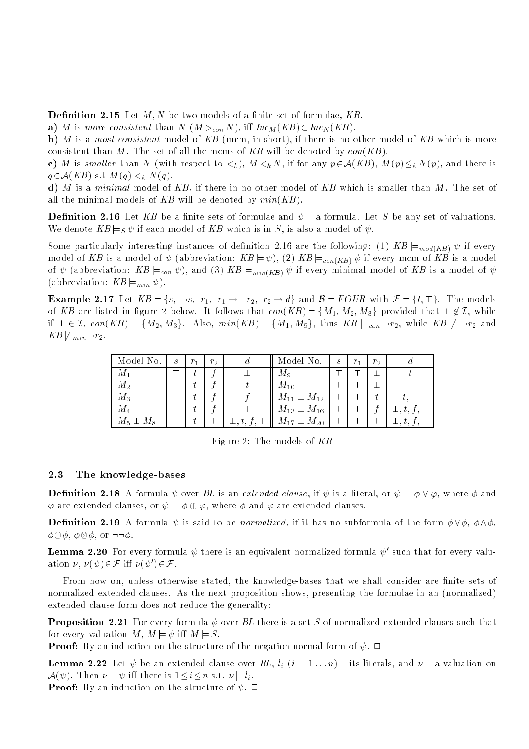**Definition 2.15** Let $M, N$ be two models of a finite set of formulae, *KB*.

**a)** $M$ is *more consistent* than $N$ ($M >_{con} N$), iff $Inc_M(KB) \subset Inc_N(KB)$.

**b)** $M$ is a *most consistent* model of *KB* (mcm, in short), if there is no other model of *KB* which is more consistent than $M$. The set of all the mcms of *KB* will be denoted by $con(KB)$.

**c)** $M$ is *smaller* than $N$ (with respect to $<_k$), $M <_k N$, if for any $p \in \mathcal{A}(KB)$, $M(p) \leq_k N(p)$, and there is $q \in \mathcal{A}(KB)$ s.t $M(q) <_k N(q)$.

**d)** $M$ is a *minimal* model of *KB*, if there in no other model of *KB* which is smaller than $M$. The set of all the minimal models of *KB* will be denoted by $min(KB)$.

**Definition 2.16** Let *KB* be a finite sets of formulae and $\psi$ – a formula. Let $S$ be any set of valuations. We denote $KB \models_S \psi$ if each model of *KB* which is in $S$, is also a model of $\psi$.

Some particularly interesting instances of definition 2.16 are the following: (1) $KB \models_{mod(KB)} \psi$ if every model of *KB* is a model of $\psi$ (abbreviation: $KB \models \psi$), (2) $KB \models_{con(KB)} \psi$ if every mcm of *KB* is a model of $\psi$ (abbreviation: $KB \models_{con} \psi$), and (3) $KB \models_{min(KB)} \psi$ if every minimal model of *KB* is a model of $\psi$ (abbreviation: $KB \models_{min} \psi$).

**Example 2.17** Let $KB = \{s,\ \neg s,\ r_1,\ r_1 \rightarrow \neg r_2,\ r_2 \rightarrow d\}$ and $\mathcal{B} = FOUR$ with $\mathcal{F} = \{t, \top\}$. The models of *KB* are listed in figure 2 below. It follows that $con(KB) = \{M_1, M_2, M_3\}$ provided that $\bot \notin \mathcal{I}$, while if $\bot \in \mathcal{I}$, $con(KB) = \{M_2, M_3\}$. Also, $min(KB) = \{M_1, M_9\}$, thus $KB \models_{con} \neg r_2$, while $KB \not\models \neg r_2$ and $KB \not\models_{min} \neg r_2$.

| Model No. | $s$ | $r_1$ | $r_2$ | $d$ | Model No. | $s$ | $r_1$ | $r_2$ | $d$ |
|---|---|---|---|---|---|---|---|---|---|
| $M_1$ | $\top$ | $t$ | $f$ | $\bot$ | $M_9$ | $\top$ | $\top$ | $\bot$ | $t$ |
| $M_2$ | $\top$ | $t$ | $f$ | $t$ | $M_{10}$ | $\top$ | $\top$ | $\bot$ | $\top$ |
| $M_3$ | $\top$ | $t$ | $f$ | $f$ | $M_{11} \perp M_{12}$ | $\top$ | $\top$ | $t$ | $t, \top$ |
| $M_4$ | $\top$ | $t$ | $f$ | $\top$ | $M_{13} \perp M_{16}$ | $\top$ | $\top$ | $f$ | $\bot, t, f, \top$ |
| $M_5 \perp M_8$ | $\top$ | $t$ | $\top$ | $\bot, t, f, \top$ | $M_{17} \perp M_{20}$ | $\top$ | $\top$ | $\top$ | $\bot, t, f, \top$ |

Figure 2: The models of *KB*

### 2.3 The knowledge-bases

**Definition 2.18** A formula $\psi$ over *BL* is an *extended clause*, if $\psi$ is a literal, or $\psi = \phi \vee \varphi$, where $\phi$ and $\varphi$ are extended clauses, or $\psi = \phi \oplus \varphi$, where $\phi$ and $\varphi$ are extended clauses.

**Definition 2.19** A formula $\psi$ is said to be *normalized*, if it has no subformula of the form $\phi \vee \phi$, $\phi \wedge \phi$, $\phi \oplus \phi$, $\phi \otimes \phi$, or $\neg\neg\phi$.

**Lemma 2.20** For every formula $\psi$ there is an equivalent normalized formula $\psi'$ such that for every valuation $\nu$, $\nu(\psi) \in \mathcal{F}$ iff $\nu(\psi') \in \mathcal{F}$.

From now on, unless otherwise stated, the knowledge-bases that we shall consider are finite sets of normalized extended-clauses. As the next proposition shows, presenting the formulae in an (normalized) extended clause form does not reduce the generality:

**Proposition 2.21** For every formula $\psi$ over *BL* there is a set $S$ of normalized extended clauses such that for every valuation $M$, $M \models \psi$ iff $M \models S$.

**Proof:** By an induction on the structure of the negation normal form of $\psi$. $\Box$

**Lemma 2.22** Let $\psi$ be an extended clause over *BL*, $l_i$ $(i = 1 \ldots n)$ – its literals, and $\nu$ – a valuation on $\mathcal{A}(\psi)$. Then $\nu \models \psi$ iff there is $1 \leq i \leq n$ s.t. $\nu \models l_i$.

**Proof:** By an induction on the structure of $\psi$. $\Box$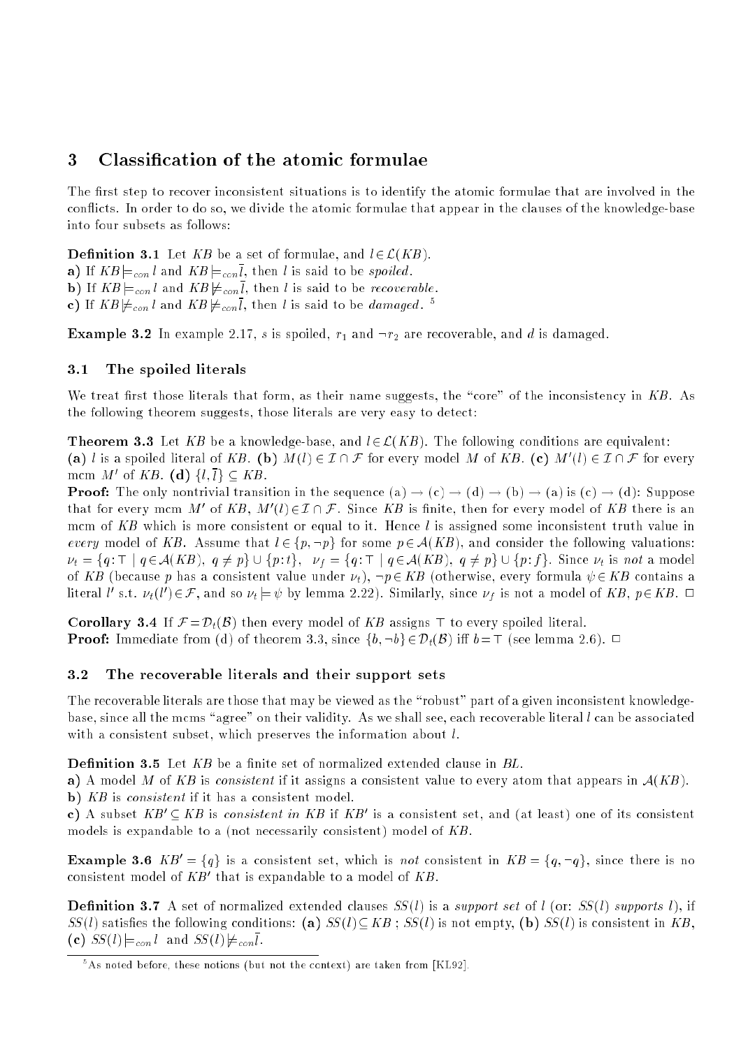## 3 Classification of the atomic formulae

The first step to recover inconsistent situations is to identify the atomic formulae that are involved in the conflicts. In order to do so, we divide the atomic formulae that appear in the clauses of the knowledge-base into four subsets as follows:

**Definition 3.1** Let $KB$ be a set of formulae, and $l \in \mathcal{L}(KB)$.
**a)** If $KB \models_{con} l$ and $KB \models_{con} \overline{l}$, then $l$ is said to be *spoiled*.
**b)** If $KB \models_{con} l$ and $KB \not\models_{con} \overline{l}$, then $l$ is said to be *recoverable*.
**c)** If $KB \not\models_{con} l$ and $KB \not\models_{con} \overline{l}$, then $l$ is said to be *damaged*. [5]

**Example 3.2** In example 2.17, $s$ is spoiled, $r_1$ and $\neg r_2$ are recoverable, and $d$ is damaged.

### 3.1 The spoiled literals

We treat first those literals that form, as their name suggests, the "core" of the inconsistency in $KB$. As the following theorem suggests, those literals are very easy to detect:

**Theorem 3.3** Let $KB$ be a knowledge-base, and $l \in \mathcal{L}(KB)$. The following conditions are equivalent:
**(a)** $l$ is a spoiled literal of $KB$. **(b)** $M(l) \in \mathcal{I} \cap \mathcal{F}$ for every model $M$ of $KB$. **(c)** $M'(l) \in \mathcal{I} \cap \mathcal{F}$ for every mcm $M'$ of $KB$. **(d)** $\{l, \overline{l}\} \subseteq KB$.

**Proof:** The only nontrivial transition in the sequence (a) $\rightarrow$ (c) $\rightarrow$ (d) $\rightarrow$ (b) $\rightarrow$ (a) is (c) $\rightarrow$ (d): Suppose that for every mcm $M'$ of $KB$, $M'(l) \in \mathcal{I} \cap \mathcal{F}$. Since $KB$ is finite, then for every model of $KB$ there is an mcm of $KB$ which is more consistent or equal to it. Hence $l$ is assigned some inconsistent truth value in *every* model of $KB$. Assume that $l \in \{p, \neg p\}$ for some $p \in \mathcal{A}(KB)$, and consider the following valuations: $\nu_t = \{q : \top \mid q \in \mathcal{A}(KB),\ q \neq p\} \cup \{p : t\}$, $\nu_f = \{q : \top \mid q \in \mathcal{A}(KB),\ q \neq p\} \cup \{p : f\}$. Since $\nu_t$ is *not* a model of $KB$ (because $p$ has a consistent value under $\nu_t$), $\neg p \in KB$ (otherwise, every formula $\psi \in KB$ contains a literal $l'$ s.t. $\nu_t(l') \in \mathcal{F}$, and so $\nu_t \models \psi$ by lemma 2.22). Similarly, since $\nu_f$ is not a model of $KB$, $p \in KB$. $\Box$

**Corollary 3.4** If $\mathcal{F} = \mathcal{D}_t(\mathcal{B})$ then every model of $KB$ assigns $\top$ to every spoiled literal.
**Proof:** Immediate from (d) of theorem 3.3, since $\{b, \neg b\} \in \mathcal{D}_t(\mathcal{B})$ iff $b = \top$ (see lemma 2.6). $\Box$

### 3.2 The recoverable literals and their support sets

The recoverable literals are those that may be viewed as the "robust" part of a given inconsistent knowledge-base, since all the mcms "agree" on their validity. As we shall see, each recoverable literal $l$ can be associated with a consistent subset, which preserves the information about $l$.

**Definition 3.5** Let $KB$ be a finite set of normalized extended clause in $BL$.
**a)** A model $M$ of $KB$ is *consistent* if it assigns a consistent value to every atom that appears in $\mathcal{A}(KB)$.
**b)** $KB$ is *consistent* if it has a consistent model.
**c)** A subset $KB' \subseteq KB$ is *consistent in KB* if $KB'$ is a consistent set, and (at least) one of its consistent models is expandable to a (not necessarily consistent) model of $KB$.

**Example 3.6** $KB' = \{q\}$ is a consistent set, which is *not* consistent in $KB = \{q, \neg q\}$, since there is no consistent model of $KB'$ that is expandable to a model of $KB$.

**Definition 3.7** A set of normalized extended clauses $SS(l)$ is a *support set* of $l$ (or: $SS(l)$ *supports* $l$), if $SS(l)$ satisfies the following conditions: **(a)** $SS(l) \subseteq KB$ ; $SS(l)$ is not empty, **(b)** $SS(l)$ is consistent in $KB$, **(c)** $SS(l) \models_{con} l$ and $SS(l) \not\models_{con} \overline{l}$.

[5] As noted before, these notions (but not the context) are taken from [KL92].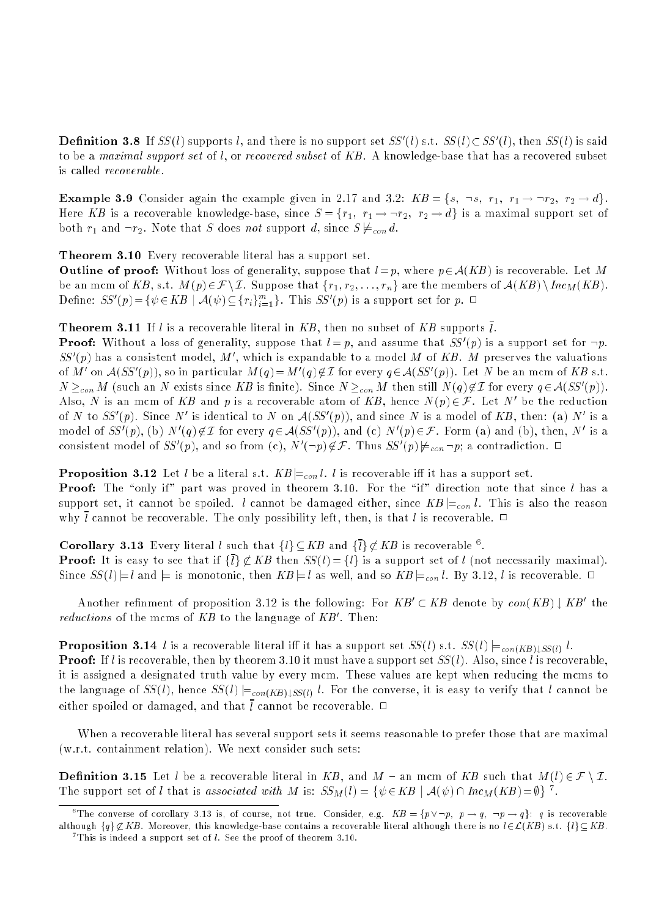**Definition 3.8** If $SS(l)$ supports $l$, and there is no support set $SS'(l)$ s.t. $SS(l) \subset SS'(l)$, then $SS(l)$ is said to be a *maximal support set* of $l$, or *recovered subset* of $KB$. A knowledge-base that has a recovered subset is called *recoverable*.

**Example 3.9** Consider again the example given in 2.17 and 3.2: $KB = \{s,\ \neg s,\ r_1,\ r_1 \to \neg r_2,\ r_2 \to d\}$. Here $KB$ is a recoverable knowledge-base, since $S = \{r_1,\ r_1 \to \neg r_2,\ r_2 \to d\}$ is a maximal support set of both $r_1$ and $\neg r_2$. Note that $S$ does *not* support $d$, since $S \not\models_{con} d$.

**Theorem 3.10** Every recoverable literal has a support set.

**Outline of proof:** Without loss of generality, suppose that $l = p$, where $p \in \mathcal{A}(KB)$ is recoverable. Let $M$ be an mcm of $KB$, s.t. $M(p) \in \mathcal{F} \setminus \mathcal{I}$. Suppose that $\{r_1, r_2, \ldots, r_n\}$ are the members of $\mathcal{A}(KB) \setminus Inc_M(KB)$. Define: $SS'(p) = \{\psi \in KB \mid \mathcal{A}(\psi) \subseteq \{r_i\}_{i=1}^m\}$. This $SS'(p)$ is a support set for $p$. $\Box$

**Theorem 3.11** If $l$ is a recoverable literal in $KB$, then no subset of $KB$ supports $\overline{l}$.

**Proof:** Without a loss of generality, suppose that $l = p$, and assume that $SS'(p)$ is a support set for $\neg p$. $SS'(p)$ has a consistent model, $M'$, which is expandable to a model $M$ of $KB$. $M$ preserves the valuations of $M'$ on $\mathcal{A}(SS'(p))$, so in particular $M(q) = M'(q) \notin \mathcal{I}$ for every $q \in \mathcal{A}(SS'(p))$. Let $N$ be an mcm of $KB$ s.t. $N \geq_{con} M$ (such an $N$ exists since $KB$ is finite). Since $N \geq_{con} M$ then still $N(q) \notin \mathcal{I}$ for every $q \in \mathcal{A}(SS'(p))$. Also, $N$ is an mcm of $KB$ and $p$ is a recoverable atom of $KB$, hence $N(p) \in \mathcal{F}$. Let $N'$ be the reduction of $N$ to $SS'(p)$. Since $N'$ is identical to $N$ on $\mathcal{A}(SS'(p))$, and since $N$ is a model of $KB$, then: (a) $N'$ is a model of $SS'(p)$, (b) $N'(q) \notin \mathcal{I}$ for every $q \in \mathcal{A}(SS'(p))$, and (c) $N'(p) \in \mathcal{F}$. Form (a) and (b), then, $N'$ is a consistent model of $SS'(p)$, and so from (c), $N'(\neg p) \notin \mathcal{F}$. Thus $SS'(p) \not\models_{con} \neg p$; a contradiction. $\Box$

**Proposition 3.12** Let $l$ be a literal s.t. $KB \models_{con} l$. $l$ is recoverable iff it has a support set.

**Proof:** The "only if" part was proved in theorem 3.10. For the "if" direction note that since $l$ has a support set, it cannot be spoiled. $l$ cannot be damaged either, since $KB \models_{con} l$. This is also the reason why $\overline{l}$ cannot be recoverable. The only possibility left, then, is that $l$ is recoverable. $\Box$

**Corollary 3.13** Every literal $l$ such that $\{l\} \subseteq KB$ and $\{\overline{l}\} \not\subseteq KB$ is recoverable [6].

**Proof:** It is easy to see that if $\{\overline{l}\} \not\subseteq KB$ then $SS(l) = \{l\}$ is a support set of $l$ (not necessarily maximal). Since $SS(l) \models l$ and $\models$ is monotonic, then $KB \models l$ as well, and so $KB \models_{con} l$. By 3.12, $l$ is recoverable. $\Box$

Another refinement of proposition 3.12 is the following: For $KB' \subset KB$ denote by $con(KB) \downarrow KB'$ the *reductions* of the mcms of $KB$ to the language of $KB'$. Then:

**Proposition 3.14** $l$ is a recoverable literal iff it has a support set $SS(l)$ s.t. $SS(l) \models_{con(KB)\downarrow SS(l)} l$.

**Proof:** If $l$ is recoverable, then by theorem 3.10 it must have a support set $SS(l)$. Also, since $l$ is recoverable, it is assigned a designated truth value by every mcm. These values are kept when reducing the mcms to the language of $SS(l)$, hence $SS(l) \models_{con(KB)\downarrow SS(l)} l$. For the converse, it is easy to verify that $l$ cannot be either spoiled or damaged, and that $\overline{l}$ cannot be recoverable. $\Box$

When a recoverable literal has several support sets it seems reasonable to prefer those that are maximal (w.r.t. containment relation). We next consider such sets:

**Definition 3.15** Let $l$ be a recoverable literal in $KB$, and $M$ – an mcm of $KB$ such that $M(l) \in \mathcal{F} \setminus \mathcal{I}$. The support set of $l$ that is *associated with* $M$ is: $SS_M(l) = \{\psi \in KB \mid \mathcal{A}(\psi) \cap Inc_M(KB) = \emptyset\}$ [7].

---

[6] The converse of corollary 3.13 is, of course, not true. Consider, e.g. $KB = \{p \vee \neg p,\ p \to q,\ \neg p \to q\}$: $q$ is recoverable although $\{q\} \not\subseteq KB$. Moreover, this knowledge-base contains a recoverable literal although there is no $l \in \mathcal{L}(KB)$ s.t. $\{l\} \subseteq KB$.

[7] This is indeed a support set of $l$. See the proof of theorem 3.10.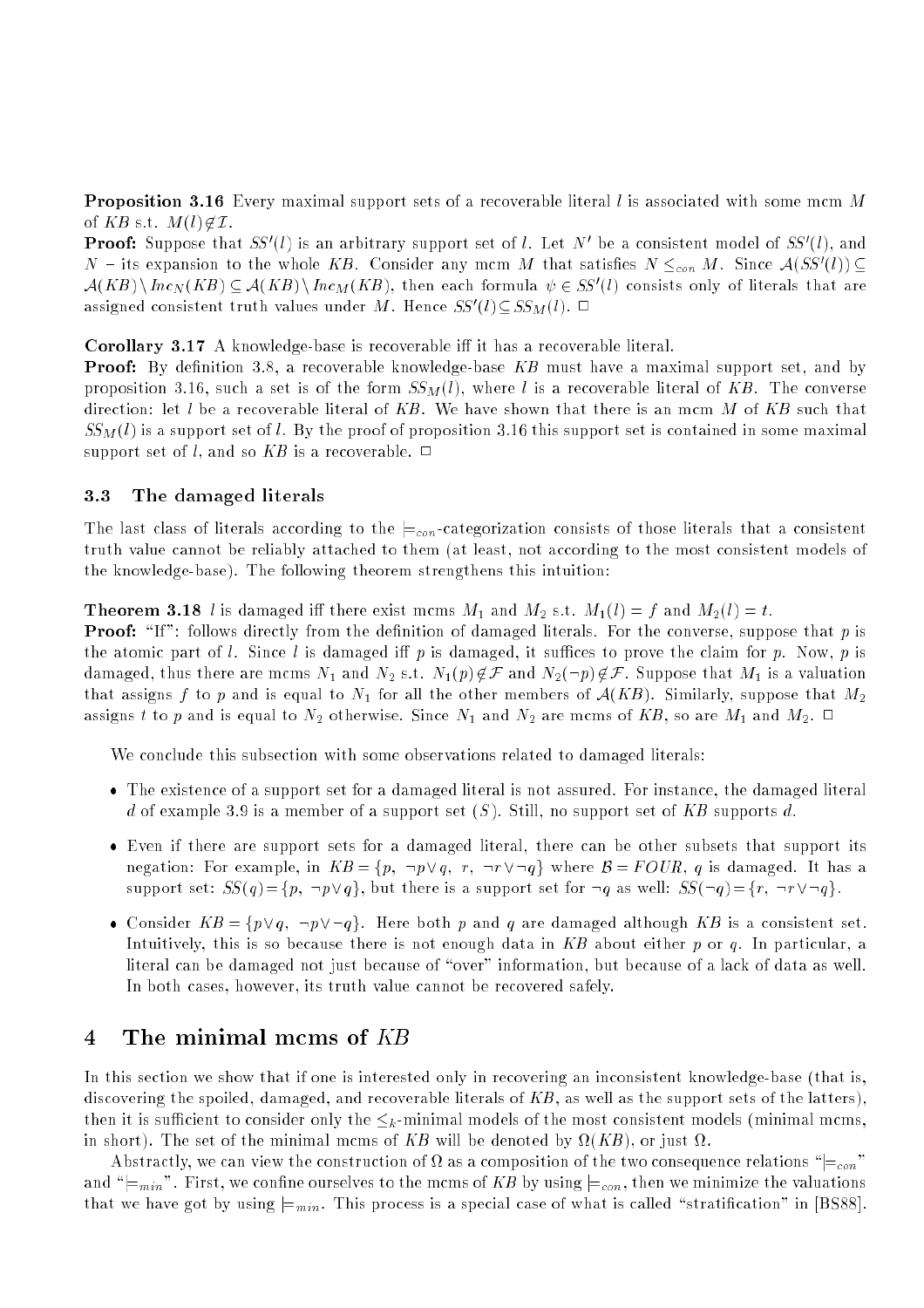**Proposition 3.16** Every maximal support sets of a recoverable literal $l$ is associated with some mcm $M$ of $KB$ s.t. $M(l) \notin \mathcal{I}$.

**Proof:** Suppose that $SS'(l)$ is an arbitrary support set of $l$. Let $N'$ be a consistent model of $SS'(l)$, and $N$ – its expansion to the whole $KB$. Consider any mcm $M$ that satisfies $N \leq_{con} M$. Since $\mathcal{A}(SS'(l)) \subseteq \mathcal{A}(KB) \setminus Inc_N(KB) \subseteq \mathcal{A}(KB) \setminus Inc_M(KB)$, then each formula $\psi \in SS'(l)$ consists only of literals that are assigned consistent truth values under $M$. Hence $SS'(l) \subseteq SS_M(l)$. $\Box$

**Corollary 3.17** A knowledge-base is recoverable iff it has a recoverable literal.

**Proof:** By definition 3.8, a recoverable knowledge-base $KB$ must have a maximal support set, and by proposition 3.16, such a set is of the form $SS_M(l)$, where $l$ is a recoverable literal of $KB$. The converse direction: let $l$ be a recoverable literal of $KB$. We have shown that there is an mcm $M$ of $KB$ such that $SS_M(l)$ is a support set of $l$. By the proof of proposition 3.16 this support set is contained in some maximal support set of $l$, and so $KB$ is a recoverable. $\Box$

### 3.3 The damaged literals

The last class of literals according to the $\models_{con}$-categorization consists of those literals that a consistent truth value cannot be reliably attached to them (at least, not according to the most consistent models of the knowledge-base). The following theorem strengthens this intuition:

**Theorem 3.18** $l$ is damaged iff there exist mcms $M_1$ and $M_2$ s.t. $M_1(l) = f$ and $M_2(l) = t$.

**Proof:** "If": follows directly from the definition of damaged literals. For the converse, suppose that $p$ is the atomic part of $l$. Since $l$ is damaged iff $p$ is damaged, it suffices to prove the claim for $p$. Now, $p$ is damaged, thus there are mcms $N_1$ and $N_2$ s.t. $N_1(p) \notin \mathcal{F}$ and $N_2(\neg p) \notin \mathcal{F}$. Suppose that $M_1$ is a valuation that assigns $f$ to $p$ and is equal to $N_1$ for all the other members of $\mathcal{A}(KB)$. Similarly, suppose that $M_2$ assigns $t$ to $p$ and is equal to $N_2$ otherwise. Since $N_1$ and $N_2$ are mcms of $KB$, so are $M_1$ and $M_2$. $\Box$

We conclude this subsection with some observations related to damaged literals:

- The existence of a support set for a damaged literal is not assured. For instance, the damaged literal $d$ of example 3.9 is a member of a support set ($S$). Still, no support set of $KB$ supports $d$.
- Even if there are support sets for a damaged literal, there can be other subsets that support its negation: For example, in $KB = \{p, \ \neg p \vee q, \ r, \ \neg r \vee \neg q\}$ where $\mathcal{B} = FOUR$, $q$ is damaged. It has a support set: $SS(q) = \{p, \ \neg p \vee q\}$, but there is a support set for $\neg q$ as well: $SS(\neg q) = \{r, \ \neg r \vee \neg q\}$.
- Consider $KB = \{p \vee q, \ \neg p \vee \neg q\}$. Here both $p$ and $q$ are damaged although $KB$ is a consistent set. Intuitively, this is so because there is not enough data in $KB$ about either $p$ or $q$. In particular, a literal can be damaged not just because of "over" information, but because of a lack of data as well. In both cases, however, its truth value cannot be recovered safely.

## 4 The minimal mcms of $KB$

In this section we show that if one is interested only in recovering an inconsistent knowledge-base (that is, discovering the spoiled, damaged, and recoverable literals of $KB$, as well as the support sets of the latters), then it is sufficient to consider only the $\leq_k$-minimal models of the most consistent models (minimal mcms, in short). The set of the minimal mcms of $KB$ will be denoted by $\Omega(KB)$, or just $\Omega$.

Abstractly, we can view the construction of $\Omega$ as a composition of the two consequence relations "$\models_{con}$" and "$\models_{min}$". First, we confine ourselves to the mcms of $KB$ by using $\models_{con}$, then we minimize the valuations that we have got by using $\models_{min}$. This process is a special case of what is called "stratification" in [BS88].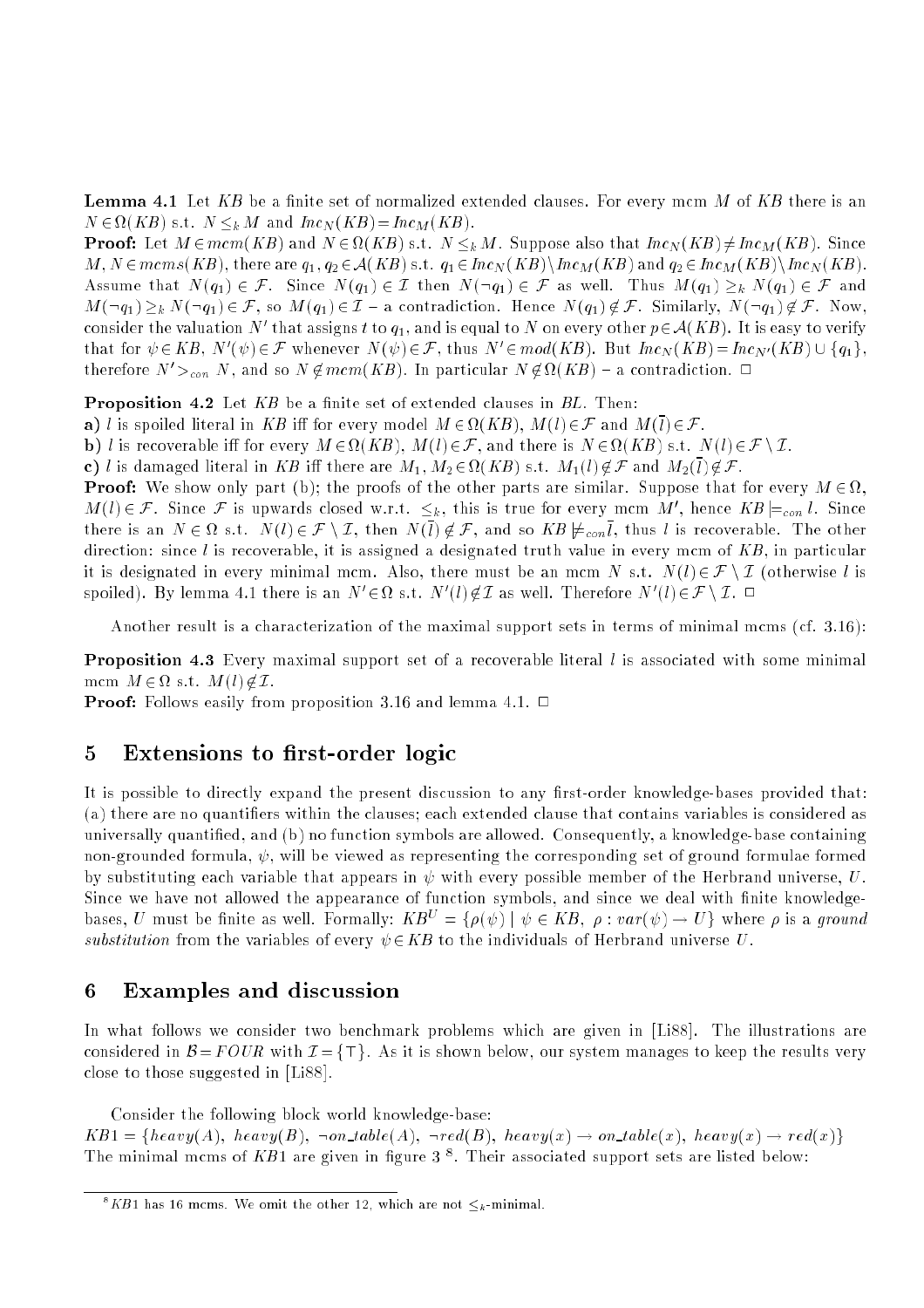**Lemma 4.1** Let $KB$ be a finite set of normalized extended clauses. For every mcm $M$ of $KB$ there is an $N \in \Omega(KB)$ s.t. $N \leq_k M$ and $Inc_N(KB) = Inc_M(KB)$.

**Proof:** Let $M \in mcm(KB)$ and $N \in \Omega(KB)$ s.t. $N \leq_k M$. Suppose also that $Inc_N(KB) \neq Inc_M(KB)$. Since $M, N \in mcms(KB)$, there are $q_1, q_2 \in \mathcal{A}(KB)$ s.t. $q_1 \in Inc_N(KB) \setminus Inc_M(KB)$ and $q_2 \in Inc_M(KB) \setminus Inc_N(KB)$. Assume that $N(q_1) \in \mathcal{F}$. Since $N(q_1) \in \mathcal{I}$ then $N(\neg q_1) \in \mathcal{F}$ as well. Thus $M(q_1) \geq_k N(q_1) \in \mathcal{F}$ and $M(\neg q_1) \geq_k N(\neg q_1) \in \mathcal{F}$, so $M(q_1) \in \mathcal{I}$ – a contradiction. Hence $N(q_1) \notin \mathcal{F}$. Similarly, $N(\neg q_1) \notin \mathcal{F}$. Now, consider the valuation $N'$ that assigns $t$ to $q_1$, and is equal to $N$ on every other $p \in \mathcal{A}(KB)$. It is easy to verify that for $\psi \in KB$, $N'(\psi) \in \mathcal{F}$ whenever $N(\psi) \in \mathcal{F}$, thus $N' \in mod(KB)$. But $Inc_N(KB) = Inc_{N'}(KB) \cup \{q_1\}$, therefore $N' >_{con} N$, and so $N \notin mcm(KB)$. In particular $N \notin \Omega(KB)$ – a contradiction. □

**Proposition 4.2** Let $KB$ be a finite set of extended clauses in $BL$. Then:

**a)** $l$ is spoiled literal in $KB$ iff for every model $M \in \Omega(KB)$, $M(l) \in \mathcal{F}$ and $M(\bar{l}) \in \mathcal{F}$.

**b)** $l$ is recoverable iff for every $M \in \Omega(KB)$, $M(l) \in \mathcal{F}$, and there is $N \in \Omega(KB)$ s.t. $N(l) \in \mathcal{F} \setminus \mathcal{I}$.

**c)** $l$ is damaged literal in $KB$ iff there are $M_1, M_2 \in \Omega(KB)$ s.t. $M_1(l) \notin \mathcal{F}$ and $M_2(\bar{l}) \notin \mathcal{F}$.

**Proof:** We show only part (b); the proofs of the other parts are similar. Suppose that for every $M \in \Omega$, $M(l) \in \mathcal{F}$. Since $\mathcal{F}$ is upwards closed w.r.t. $\leq_k$, this is true for every mcm $M'$, hence $KB \models_{con} l$. Since there is an $N \in \Omega$ s.t. $N(l) \in \mathcal{F} \setminus \mathcal{I}$, then $N(\bar{l}) \notin \mathcal{F}$, and so $KB \not\models_{con} \bar{l}$, thus $l$ is recoverable. The other direction: since $l$ is recoverable, it is assigned a designated truth value in every mcm of $KB$, in particular it is designated in every minimal mcm. Also, there must be an mcm $N$ s.t. $N(l) \in \mathcal{F} \setminus \mathcal{I}$ (otherwise $l$ is spoiled). By lemma 4.1 there is an $N' \in \Omega$ s.t. $N'(l) \notin \mathcal{I}$ as well. Therefore $N'(l) \in \mathcal{F} \setminus \mathcal{I}$. □

Another result is a characterization of the maximal support sets in terms of minimal mcms (cf. 3.16):

**Proposition 4.3** Every maximal support set of a recoverable literal $l$ is associated with some minimal mcm $M \in \Omega$ s.t. $M(l) \notin \mathcal{I}$.

**Proof:** Follows easily from proposition 3.16 and lemma 4.1. □

## 5 Extensions to first-order logic

It is possible to directly expand the present discussion to any first-order knowledge-bases provided that: (a) there are no quantifiers within the clauses; each extended clause that contains variables is considered as universally quantified, and (b) no function symbols are allowed. Consequently, a knowledge-base containing non-grounded formula, $\psi$, will be viewed as representing the corresponding set of ground formulae formed by substituting each variable that appears in $\psi$ with every possible member of the Herbrand universe, $U$. Since we have not allowed the appearance of function symbols, and since we deal with finite knowledge-bases, $U$ must be finite as well. Formally: $KB^U = \{\rho(\psi) \mid \psi \in KB, \ \rho : var(\psi) \to U\}$ where $\rho$ is a *ground substitution* from the variables of every $\psi \in KB$ to the individuals of Herbrand universe $U$.

## 6 Examples and discussion

In what follows we consider two benchmark problems which are given in [Li88]. The illustrations are considered in $\mathcal{B} = FOUR$ with $\mathcal{I} = \{\top\}$. As it is shown below, our system manages to keep the results very close to those suggested in [Li88].

Consider the following block world knowledge-base:
$KB1 = \{heavy(A), \ heavy(B), \ \neg on\_table(A), \ \neg red(B), \ heavy(x) \to on\_table(x), \ heavy(x) \to red(x)\}$
The minimal mcms of $KB1$ are given in figure 3 [8]. Their associated support sets are listed below:

[8] $KB1$ has 16 mcms. We omit the other 12, which are not $\leq_k$-minimal.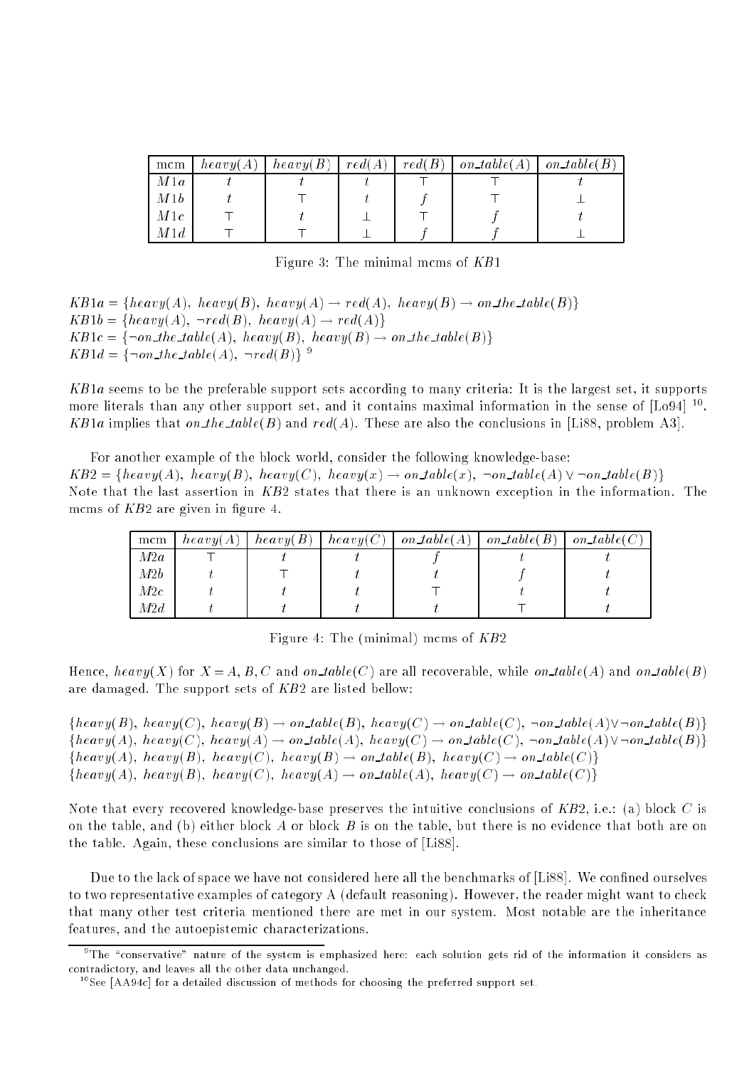| mcm | $heavy(A)$ | $heavy(B)$ | $red(A)$ | $red(B)$ | $on\_table(A)$ | $on\_table(B)$ |
|---|---|---|---|---|---|---|
| $M1a$ | $t$ | $t$ | $t$ | $\top$ | $\top$ | $t$ |
| $M1b$ | $t$ | $\top$ | $t$ | $f$ | $\top$ | $\bot$ |
| $M1c$ | $\top$ | $t$ | $\bot$ | $\top$ | $f$ | $t$ |
| $M1d$ | $\top$ | $\top$ | $\bot$ | $f$ | $f$ | $\bot$ |

Figure 3: The minimal mcms of $KB1$

$KB1a = \{heavy(A),\ heavy(B),\ heavy(A) \rightarrow red(A),\ heavy(B) \rightarrow on\_the\_table(B)\}$
$KB1b = \{heavy(A),\ \neg red(B),\ heavy(A) \rightarrow red(A)\}$
$KB1c = \{\neg on\_the\_table(A),\ heavy(B),\ heavy(B) \rightarrow on\_the\_table(B)\}$
$KB1d = \{\neg on\_the\_table(A),\ \neg red(B)\}$ [9]

$KB1a$ seems to be the preferable support sets according to many criteria: It is the largest set, it supports more literals than any other support set, and it contains maximal information in the sense of [Lo94] [10]. $KB1a$ implies that $on\_the\_table(B)$ and $red(A)$. These are also the conclusions in [Li88, problem A3].

For another example of the block world, consider the following knowledge-base:
$KB2 = \{heavy(A),\ heavy(B),\ heavy(C),\ heavy(x) \rightarrow on\_table(x),\ \neg on\_table(A) \vee \neg on\_table(B)\}$
Note that the last assertion in $KB2$ states that there is an unknown exception in the information. The mcms of $KB2$ are given in figure 4.

| mcm | $heavy(A)$ | $heavy(B)$ | $heavy(C)$ | $on\_table(A)$ | $on\_table(B)$ | $on\_table(C)$ |
|---|---|---|---|---|---|---|
| $M2a$ | $\top$ | $t$ | $t$ | $f$ | $t$ | $t$ |
| $M2b$ | $t$ | $\top$ | $t$ | $t$ | $f$ | $t$ |
| $M2c$ | $t$ | $t$ | $t$ | $\top$ | $t$ | $t$ |
| $M2d$ | $t$ | $t$ | $t$ | $t$ | $\top$ | $t$ |

Figure 4: The (minimal) mcms of $KB2$

Hence, $heavy(X)$ for $X = A, B, C$ and $on\_table(C)$ are all recoverable, while $on\_table(A)$ and $on\_table(B)$ are damaged. The support sets of $KB2$ are listed bellow:

$\{heavy(B),\ heavy(C),\ heavy(B) \rightarrow on\_table(B),\ heavy(C) \rightarrow on\_table(C),\ \neg on\_table(A) \vee \neg on\_table(B)\}$
$\{heavy(A),\ heavy(C),\ heavy(A) \rightarrow on\_table(A),\ heavy(C) \rightarrow on\_table(C),\ \neg on\_table(A) \vee \neg on\_table(B)\}$
$\{heavy(A),\ heavy(B),\ heavy(C),\ heavy(B) \rightarrow on\_table(B),\ heavy(C) \rightarrow on\_table(C)\}$
$\{heavy(A),\ heavy(B),\ heavy(C),\ heavy(A) \rightarrow on\_table(A),\ heavy(C) \rightarrow on\_table(C)\}$

Note that every recovered knowledge-base preserves the intuitive conclusions of $KB2$, i.e.: (a) block $C$ is on the table, and (b) either block $A$ or block $B$ is on the table, but there is no evidence that both are on the table. Again, these conclusions are similar to those of [Li88].

Due to the lack of space we have not considered here all the benchmarks of [Li88]. We confined ourselves to two representative examples of category A (default reasoning). However, the reader might want to check that many other test criteria mentioned there are met in our system. Most notable are the inheritance features, and the autoepistemic characterizations.

[9] The "conservative" nature of the system is emphasized here: each solution gets rid of the information it considers as contradictory, and leaves all the other data unchanged.

[10] See [AA94c] for a detailed discussion of methods for choosing the preferred support set.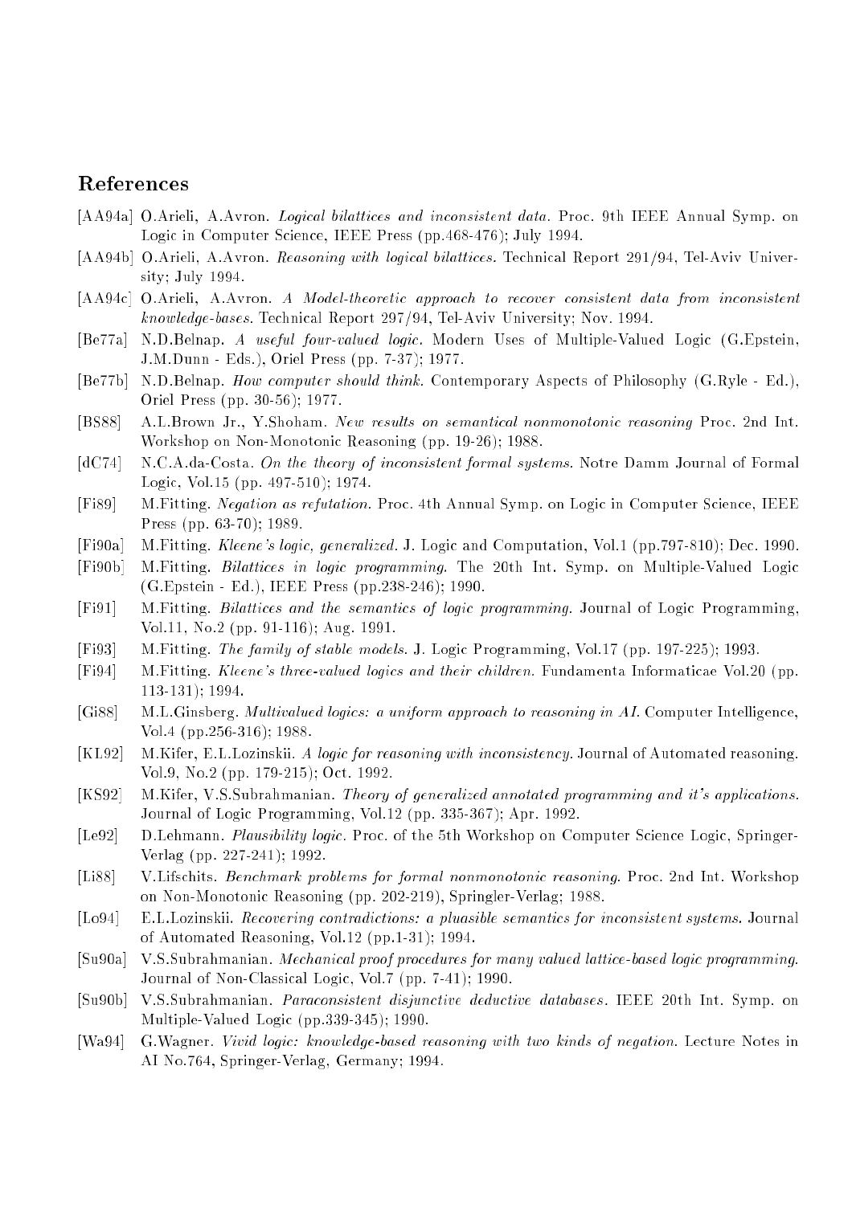## References

[AA94a] O.Arieli, A.Avron. *Logical bilattices and inconsistent data.* Proc. 9th IEEE Annual Symp. on Logic in Computer Science, IEEE Press (pp.468-476); July 1994.

[AA94b] O.Arieli, A.Avron. *Reasoning with logical bilattices.* Technical Report 291/94, Tel-Aviv University; July 1994.

[AA94c] O.Arieli, A.Avron. *A Model-theoretic approach to recover consistent data from inconsistent knowledge-bases.* Technical Report 297/94, Tel-Aviv University; Nov. 1994.

[Be77a] N.D.Belnap. *A useful four-valued logic.* Modern Uses of Multiple-Valued Logic (G.Epstein, J.M.Dunn - Eds.), Oriel Press (pp. 7-37); 1977.

[Be77b] N.D.Belnap. *How computer should think.* Contemporary Aspects of Philosophy (G.Ryle - Ed.), Oriel Press (pp. 30-56); 1977.

[BS88] A.L.Brown Jr., Y.Shoham. *New results on semantical nonmonotonic reasoning* Proc. 2nd Int. Workshop on Non-Monotonic Reasoning (pp. 19-26); 1988.

[dC74] N.C.A.da-Costa. *On the theory of inconsistent formal systems.* Notre Damm Journal of Formal Logic, Vol.15 (pp. 497-510); 1974.

[Fi89] M.Fitting. *Negation as refutation.* Proc. 4th Annual Symp. on Logic in Computer Science, IEEE Press (pp. 63-70); 1989.

[Fi90a] M.Fitting. *Kleene's logic, generalized.* J. Logic and Computation, Vol.1 (pp.797-810); Dec. 1990.

[Fi90b] M.Fitting. *Bilattices in logic programming.* The 20th Int. Symp. on Multiple-Valued Logic (G.Epstein - Ed.), IEEE Press (pp.238-246); 1990.

[Fi91] M.Fitting. *Bilattices and the semantics of logic programming.* Journal of Logic Programming, Vol.11, No.2 (pp. 91-116); Aug. 1991.

[Fi93] M.Fitting. *The family of stable models.* J. Logic Programming, Vol.17 (pp. 197-225); 1993.

[Fi94] M.Fitting. *Kleene's three-valued logics and their children.* Fundamenta Informaticae Vol.20 (pp. 113-131); 1994.

[Gi88] M.L.Ginsberg. *Multivalued logics: a uniform approach to reasoning in AI.* Computer Intelligence, Vol.4 (pp.256-316); 1988.

[KL92] M.Kifer, E.L.Lozinskii. *A logic for reasoning with inconsistency.* Journal of Automated reasoning. Vol.9, No.2 (pp. 179-215); Oct. 1992.

[KS92] M.Kifer, V.S.Subrahmanian. *Theory of generalized annotated programming and it's applications.* Journal of Logic Programming, Vol.12 (pp. 335-367); Apr. 1992.

[Le92] D.Lehmann. *Plausibility logic.* Proc. of the 5th Workshop on Computer Science Logic, Springer-Verlag (pp. 227-241); 1992.

[Li88] V.Lifschits. *Benchmark problems for formal nonmonotonic reasoning.* Proc. 2nd Int. Workshop on Non-Monotonic Reasoning (pp. 202-219), Springler-Verlag; 1988.

[Lo94] E.L.Lozinskii. *Recovering contradictions: a pluasible semantics for inconsistent systems.* Journal of Automated Reasoning, Vol.12 (pp.1-31); 1994.

[Su90a] V.S.Subrahmanian. *Mechanical proof procedures for many valued lattice-based logic programming.* Journal of Non-Classical Logic, Vol.7 (pp. 7-41); 1990.

[Su90b] V.S.Subrahmanian. *Paraconsistent disjunctive deductive databases.* IEEE 20th Int. Symp. on Multiple-Valued Logic (pp.339-345); 1990.

[Wa94] G.Wagner. *Vivid logic: knowledge-based reasoning with two kinds of negation.* Lecture Notes in AI No.764, Springer-Verlag, Germany; 1994.